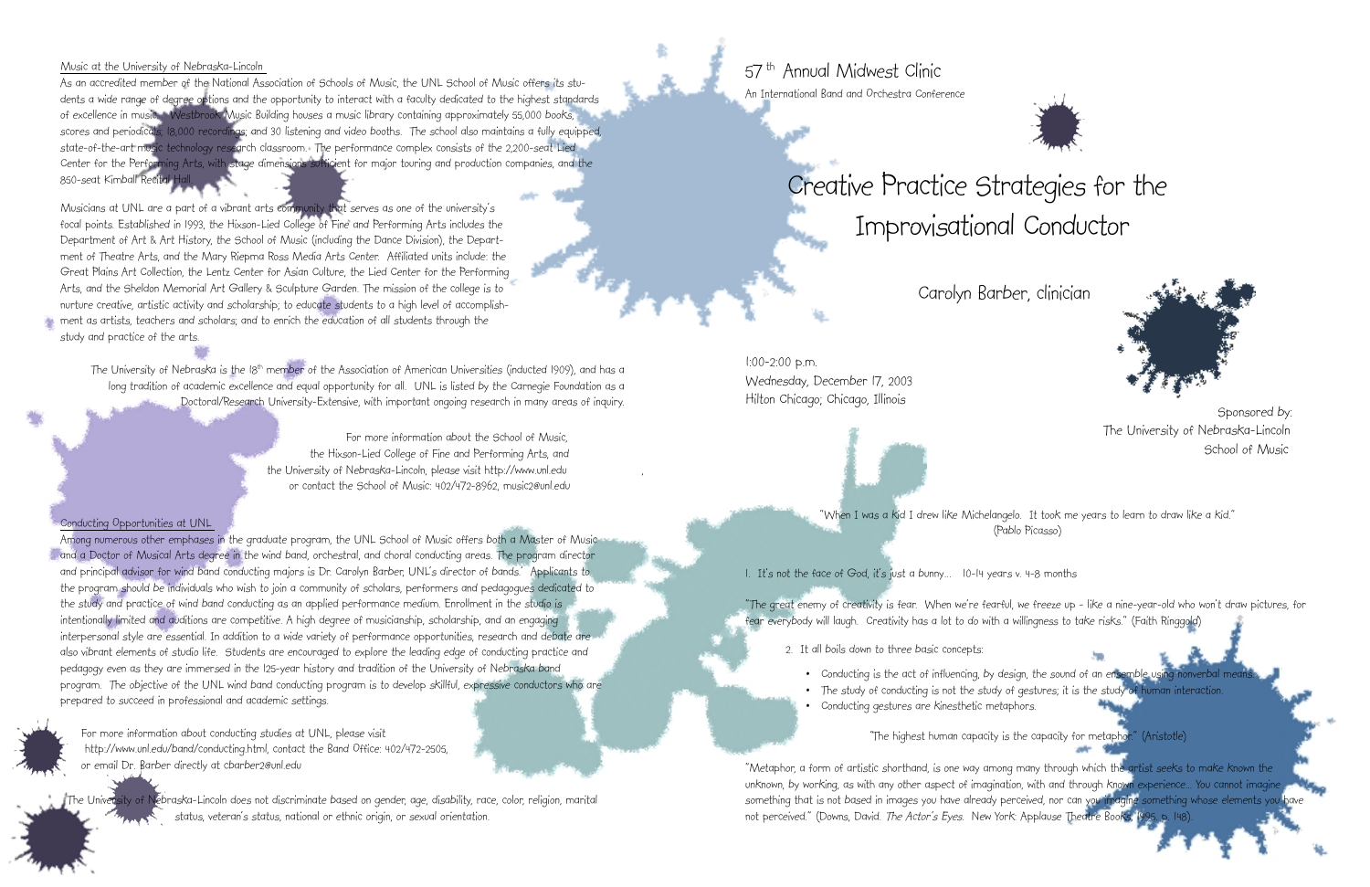## Music at the University of Nebraska-Lincoln

As an accredited member of the National Association of Schools of Music, the UNL School of Music offers its students a wide range of degree options and the opportunity to interact with a faculty dedicated to the highest standards of excellence in music. Westbrook Music Building houses a music library containing approximately 55,000 books, scores and periodicals, 18,000 recordings, and 30 listening and video booths. The school also maintains a fully equipped, state-of-the-art music technology research classroom. The performance complex consists of the 2,200-seat Lied Center for the Performing Arts, with stage dimensions sufficient for major touring and production companies, and the 850-seat Kimball Recital Hall.

Musicians at UNL are a part of a vibrant arts community that serves as one of the university's focal points. Established in 1993, the Hixson-Lied College of Fine and Performing Arts includes the Department of Art & Art History, the School of Music (including the Dance Division), the Department of Theatre Arts, and the Mary Riepma Ross Media Arts Center. Affiliated units include: the Great Plains Art Collection, the Lentz Center for Asian Culture, the Lied Center for the Performing Arts, and the Sheldon Memorial Art Gallery & Sculpture Garden. The mission of the college is to nurture creative, artistic activity and scholarship; to educate students to a high level of accomplishment as artists, teachers and scholars; and to enrich the education of all students through the study and practice of the arts.

The University of Nebraska is the 18th member of the Association of American Universities (inducted 1909), and has a long tradition of academic excellence and equal opportunity for all. UNL is listed by the Carnegie Foundation as a Doctoral/Research University-Extensive, with important ongoing research in many areas of inquiry.

For more information about the School of Music, the Hixson-Lied College of Fine and Performing Arts, and the University of Nebraska-Lincoln, please visit http://www.unl.edu or contact the School of Music: 402/472-8962, music2@unl.edu

## Conducting Opportunities at UNL

Among numerous other emphases in the graduate program, the UNL School of Music offers both a Master of Music and a Doctor of Musical Arts degree in the wind band, orchestral, and choral conducting areas. The program director and principal advisor for wind band conducting majors is Dr. Carolyn Barber, UNL's director of bands. Applicants to the program should be individuals who wish to join a community of scholars, performers and pedagogues dedicated to the study and practice of wind band conducting as an applied performance medium. Enrollment in the studio is intentionally limited and auditions are competitive. A high degree of musicianship, scholarship, and an engaging interpersonal style are essential. In addition to a wide variety of performance opportunities, research and debate are also vibrant elements of studio life. Students are encouraged to explore the leading edge of conducting practice and pedagogy even as they are immersed in the 125-year history and tradition of the University of Nebraska band program. The objective of the UNL wind band conducting program is to develop skillful, expressive conductors who are prepared to succeed in professional and academic settings.

For more information about conducting studies at UNL, please visit http://www.unl.edu/band/conducting.html, contact the Band Office: 402/472-2505, or email Dr. Barber directly at cbarber2@unl.edu

The University of Nebraska-Lincoln does not discriminate based on gender, age, disability, race, color, religion, marital status, veteran's status, national or ethnic origin, or sexual orientation.

57th Annual Midwest Clinic

An International Band and Orchestra Conference

# Creative Practice Strategies for the Improvisational Conductor

Carolyn Barber, clinician

1:00-2:00 p.m.
Wednesday, December 17, 2003
Hilton Chicago; Chicago, Illinois

Sponsored by:
The University of Nebraska-Lincoln
School of Music

"When I was a kid I drew like Michelangelo. It took me years to learn to draw like a kid."
(Pablo Picasso)

1. It's not the face of God, it's just a bunny... 10-14 years v. 4-8 months

"The great enemy of creativity is fear. When we're fearful, we freeze up - like a nine-year-old who won't draw pictures, for fear everybody will laugh. Creativity has a lot to do with a willingness to take risks." (Faith Ringgold)

2. It all boils down to three basic concepts:

- Conducting is the act of influencing, by design, the sound of an ensemble using nonverbal means.
- The study of conducting is not the study of gestures; it is the study of human interaction.
- Conducting gestures are kinesthetic metaphors.

"The highest human capacity is the capacity for metaphor." (Aristotle)

"Metaphor, a form of artistic shorthand, is one way among many through which the artist seeks to make known the unknown, by working, as with any other aspect of imagination, with and through known experience... You cannot imagine something that is not based in images you have already perceived, nor can you imagine something whose elements you have not perceived." (Downs, David. *The Actor's Eyes*. New York: Applause Theatre Books, 1995. p. 148).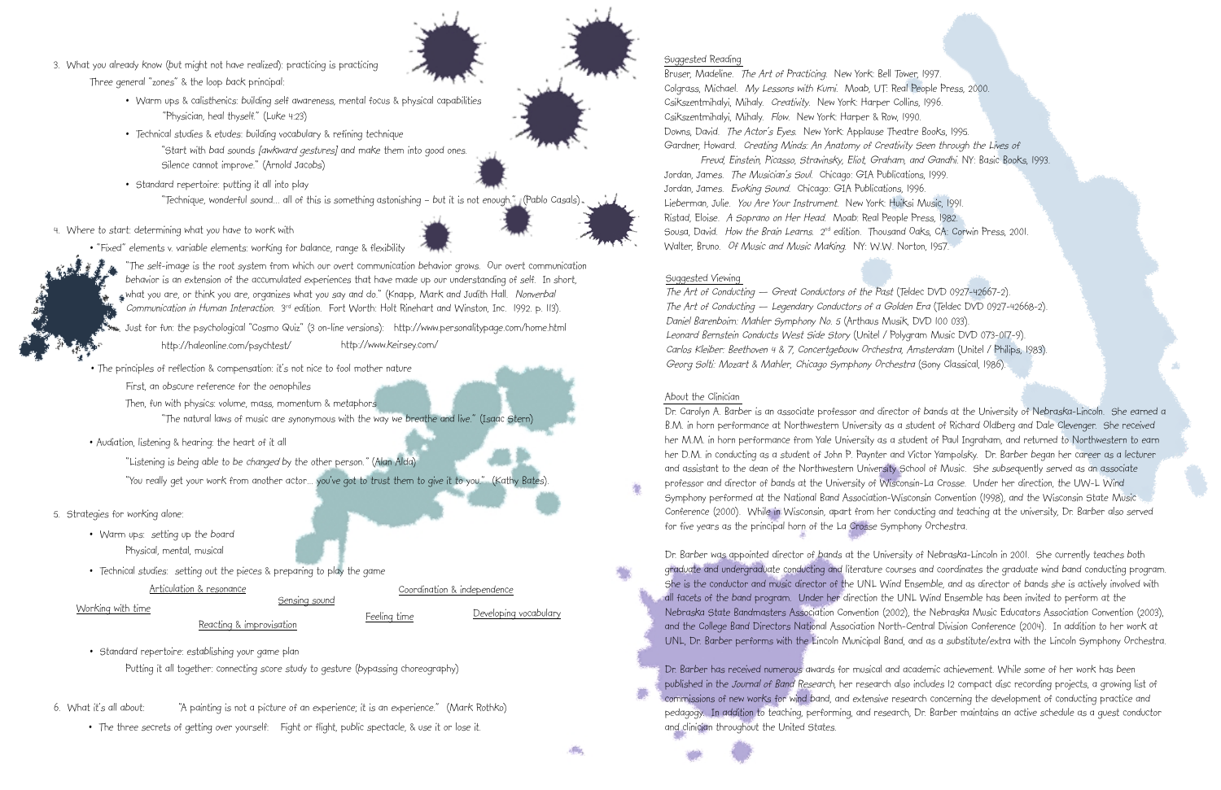3. What you already know (but might not have realized): practicing is practicing

Three general "zones" & the loop back principal:

- Warm ups & calisthenics: building self awareness, mental focus & physical capabilities
  - "Physician, heal thyself." (Luke 4:23)
- Technical studies & etudes: building vocabulary & refining technique
  - "Start with bad sounds *[awkward gestures]* and make them into good ones. Silence cannot improve." (Arnold Jacobs)
- Standard repertoire: putting it all into play
  - "Technique, wonderful sound… all of this is something astonishing – but it is not enough." (Pablo Casals)

4. Where to start: determining what you have to work with

- "Fixed" elements v. variable elements: working for balance, range & flexibility

  "The self-image is the root system from which our overt communication behavior grows. Our overt communication behavior is an extension of the accumulated experiences that have made up our understanding of self. In short, what you are, or think you are, organizes what you say and do." (Knapp, Mark and Judith Hall. *Nonverbal Communication in Human Interaction*. 3rd edition. Fort Worth: Holt Rinehart and Winston, Inc. 1992. p. 113).

  Just for fun: the psychological "Cosmo Quiz" (3 on-line versions): http://www.personalitypage.com/home.html http://haleonline.com/psychtest/ http://www.keirsey.com/

- The principles of reflection & compensation: it's not nice to fool mother nature

  First, an obscure reference for the oenophiles

  Then, fun with physics: volume, mass, momentum & metaphors

  "The natural laws of music are synonymous with the way we breathe and live." (Isaac Stern)

- Audiation, listening & hearing: the heart of it all

  "Listening is being able to be *changed* by the other person." (Alan Alda)

  "You really get your work from another actor… you've got to trust them to give it to you." (Kathy Bates).

5. Strategies for working alone:

- Warm ups: setting up the board

  Physical, mental, musical

- Technical studies: setting out the pieces & preparing to play the game

  Articulation & resonance

  Sensing sound

  Coordination & independence

  Working with time

  Feeling time

  Developing vocabulary

  Reacting & improvisation

- Standard repertoire: establishing your game plan

  Putting it all together: connecting score study to gesture (bypassing choreography)

6. What it's all about: "A painting is not a picture of an experience; it is an experience." (Mark Rothko)

- The three secrets of getting over yourself: Fight or flight, public spectacle, & use it or lose it.

## Suggested Reading

Bruser, Madeline. *The Art of Practicing*. New York: Bell Tower, 1997.
Colgrass, Michael. *My Lessons with Kumi*. Moab, UT: Real People Press, 2000.
Csikszentmihalyi, Mihaly. *Creativity*. New York: Harper Collins, 1996.
Csikszentmihalyi, Mihaly. *Flow*. New York: Harper & Row, 1990.
Downs, David. *The Actor's Eyes*. New York: Applause Theatre Books, 1995.
Gardner, Howard. *Creating Minds: An Anatomy of Creativity Seen through the Lives of Freud, Einstein, Picasso, Stravinsky, Eliot, Graham, and Gandhi*. NY: Basic Books, 1993.
Jordan, James. *The Musician's Soul*. Chicago: GIA Publications, 1999.
Jordan, James. *Evoking Sound*. Chicago: GIA Publications, 1996.
Lieberman, Julie. *You Are Your Instrument*. New York: Huiksi Music, 1991.
Ristad, Eloise. *A Soprano on Her Head*. Moab: Real People Press, 1982.
Sousa, David. *How the Brain Learns*. 2nd edition. Thousand Oaks, CA: Corwin Press, 2001.
Walter, Bruno. *Of Music and Music Making*. NY: W.W. Norton, 1957.

## Suggested Viewing

*The Art of Conducting — Great Conductors of the Past* (Teldec DVD 0927-42667-2).
*The Art of Conducting — Legendary Conductors of a Golden Era* (Teldec DVD 0927-42668-2).
*Daniel Barenboim: Mahler Symphony No. 5* (Arthaus Musik, DVD 100 033).
*Leonard Bernstein Conducts West Side Story* (Unitel / Polygram Music DVD 073-017-9).
*Carlos Kleiber: Beethoven 4 & 7, Concertgebouw Orchestra, Amsterdam* (Unitel / Philips, 1983).
*Georg Solti: Mozart & Mahler, Chicago Symphony Orchestra* (Sony Classical, 1986).

## About the Clinician

Dr. Carolyn A. Barber is an associate professor and director of bands at the University of Nebraska-Lincoln. She earned a B.M. in horn performance at Northwestern University as a student of Richard Oldberg and Dale Clevenger. She received her M.M. in horn performance from Yale University as a student of Paul Ingraham, and returned to Northwestern to earn her D.M. in conducting as a student of John P. Paynter and Victor Yampolsky. Dr. Barber began her career as a lecturer and assistant to the dean of the Northwestern University School of Music. She subsequently served as an associate professor and director of bands at the University of Wisconsin-La Crosse. Under her direction, the UW-L Wind Symphony performed at the National Band Association-Wisconsin Convention (1998), and the Wisconsin State Music Conference (2000). While in Wisconsin, apart from her conducting and teaching at the university, Dr. Barber also served for five years as the principal horn of the La Crosse Symphony Orchestra.

Dr. Barber was appointed director of bands at the University of Nebraska-Lincoln in 2001. She currently teaches both graduate and undergraduate conducting and literature courses and coordinates the graduate wind band conducting program. She is the conductor and music director of the UNL Wind Ensemble, and as director of bands she is actively involved with all facets of the band program. Under her direction the UNL Wind Ensemble has been invited to perform at the Nebraska State Bandmasters Association Convention (2002), the Nebraska Music Educators Association Convention (2003), and the College Band Directors National Association North-Central Division Conference (2004). In addition to her work at UNL, Dr. Barber performs with the Lincoln Municipal Band, and as a substitute/extra with the Lincoln Symphony Orchestra.

Dr. Barber has received numerous awards for musical and academic achievement. While some of her work has been published in the *Journal of Band Research*, her research also includes 12 compact disc recording projects, a growing list of commissions of new works for wind band, and extensive research concerning the development of conducting practice and pedagogy. In addition to teaching, performing, and research, Dr. Barber maintains an active schedule as a guest conductor and clinician throughout the United States.